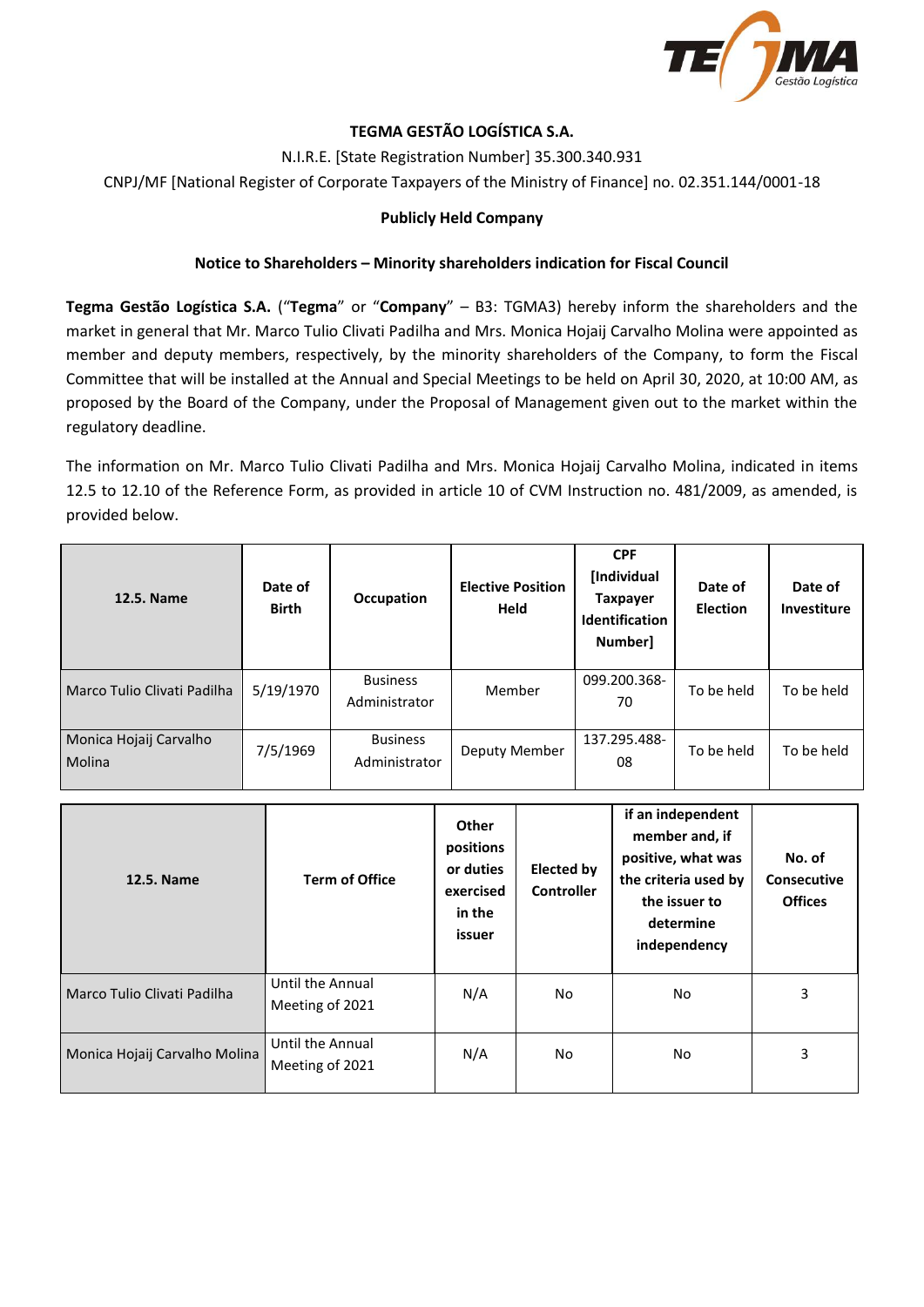**TEGMA GESTÃO LOGÍSTICA S.A.**

N.I.R.E. [State Registration Number] 35.300.340.931

CNPJ/MF [National Register of Corporate Taxpayers of the Ministry of Finance] no. 02.351.144/0001-18

**Publicly Held Company**

**Notice to Shareholders – Minority shareholders indication for Fiscal Council**

**Tegma Gestão Logística S.A.** ("**Tegma**" or "**Company**" – B3: TGMA3) hereby inform the shareholders and the market in general that Mr. Marco Tulio Clivati Padilha and Mrs. Monica Hojaij Carvalho Molina were appointed as member and deputy members, respectively, by the minority shareholders of the Company, to form the Fiscal Committee that will be installed at the Annual and Special Meetings to be held on April 30, 2020, at 10:00 AM, as proposed by the Board of the Company, under the Proposal of Management given out to the market within the regulatory deadline.

The information on Mr. Marco Tulio Clivati Padilha and Mrs. Monica Hojaij Carvalho Molina, indicated in items 12.5 to 12.10 of the Reference Form, as provided in article 10 of CVM Instruction no. 481/2009, as amended, is provided below.

| 12.5. Name | Date of Birth | Occupation | Elective Position Held | CPF [Individual Taxpayer Identification Number] | Date of Election | Date of Investiture |
|---|---|---|---|---|---|---|
| Marco Tulio Clivati Padilha | 5/19/1970 | Business Administrator | Member | 099.200.368-70 | To be held | To be held |
| Monica Hojaij Carvalho Molina | 7/5/1969 | Business Administrator | Deputy Member | 137.295.488-08 | To be held | To be held |

| 12.5. Name | Term of Office | Other positions or duties exercised in the issuer | Elected by Controller | if an independent member and, if positive, what was the criteria used by the issuer to determine independency | No. of Consecutive Offices |
|---|---|---|---|---|---|
| Marco Tulio Clivati Padilha | Until the Annual Meeting of 2021 | N/A | No | No | 3 |
| Monica Hojaij Carvalho Molina | Until the Annual Meeting of 2021 | N/A | No | No | 3 |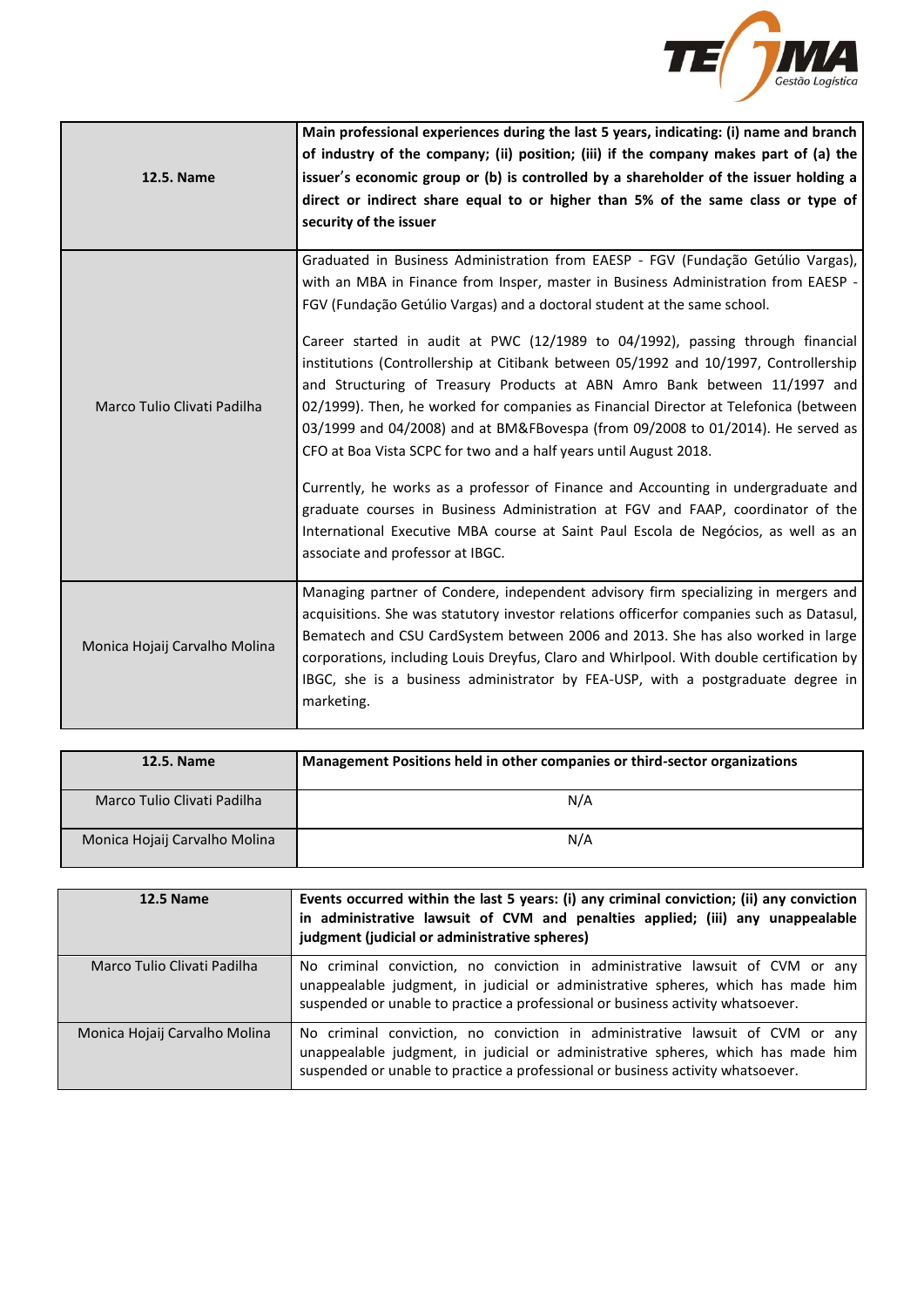| 12.5. Name | Main professional experiences during the last 5 years, indicating: (i) name and branch of industry of the company; (ii) position; (iii) if the company makes part of (a) the issuer's economic group or (b) is controlled by a shareholder of the issuer holding a direct or indirect share equal to or higher than 5% of the same class or type of security of the issuer |
|---|---|
| Marco Tulio Clivati Padilha | Graduated in Business Administration from EAESP - FGV (Fundação Getúlio Vargas), with an MBA in Finance from Insper, master in Business Administration from EAESP - FGV (Fundação Getúlio Vargas) and a doctoral student at the same school.<br><br>Career started in audit at PWC (12/1989 to 04/1992), passing through financial institutions (Controllership at Citibank between 05/1992 and 10/1997, Controllership and Structuring of Treasury Products at ABN Amro Bank between 11/1997 and 02/1999). Then, he worked for companies as Financial Director at Telefonica (between 03/1999 and 04/2008) and at BM&FBovespa (from 09/2008 to 01/2014). He served as CFO at Boa Vista SCPC for two and a half years until August 2018.<br><br>Currently, he works as a professor of Finance and Accounting in undergraduate and graduate courses in Business Administration at FGV and FAAP, coordinator of the International Executive MBA course at Saint Paul Escola de Negócios, as well as an associate and professor at IBGC. |
| Monica Hojaij Carvalho Molina | Managing partner of Condere, independent advisory firm specializing in mergers and acquisitions. She was statutory investor relations officerfor companies such as Datasul, Bematech and CSU CardSystem between 2006 and 2013. She has also worked in large corporations, including Louis Dreyfus, Claro and Whirlpool. With double certification by IBGC, she is a business administrator by FEA-USP, with a postgraduate degree in marketing. |

| 12.5. Name | Management Positions held in other companies or third-sector organizations |
|---|---|
| Marco Tulio Clivati Padilha | N/A |
| Monica Hojaij Carvalho Molina | N/A |

| 12.5 Name | Events occurred within the last 5 years: (i) any criminal conviction; (ii) any conviction in administrative lawsuit of CVM and penalties applied; (iii) any unappealable judgment (judicial or administrative spheres) |
|---|---|
| Marco Tulio Clivati Padilha | No criminal conviction, no conviction in administrative lawsuit of CVM or any unappealable judgment, in judicial or administrative spheres, which has made him suspended or unable to practice a professional or business activity whatsoever. |
| Monica Hojaij Carvalho Molina | No criminal conviction, no conviction in administrative lawsuit of CVM or any unappealable judgment, in judicial or administrative spheres, which has made him suspended or unable to practice a professional or business activity whatsoever. |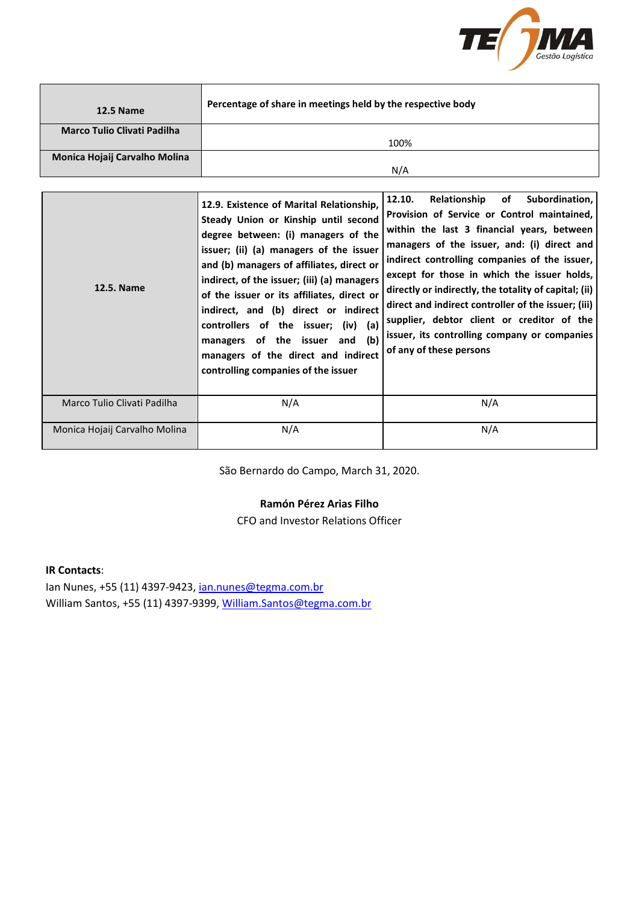| 12.5 Name | Percentage of share in meetings held by the respective body |
|---|---|
| **Marco Tulio Clivati Padilha** | 100% |
| **Monica Hojaij Carvalho Molina** | N/A |

| 12.5. Name | 12.9. Existence of Marital Relationship, Steady Union or Kinship until second degree between: (i) managers of the issuer; (ii) (a) managers of the issuer and (b) managers of affiliates, direct or indirect, of the issuer; (iii) (a) managers of the issuer or its affiliates, direct or indirect, and (b) direct or indirect controllers of the issuer; (iv) (a) managers of the issuer and (b) managers of the direct and indirect controlling companies of the issuer | 12.10. Relationship of Subordination, Provision of Service or Control maintained, within the last 3 financial years, between managers of the issuer, and: (i) direct and indirect controlling companies of the issuer, except for those in which the issuer holds, directly or indirectly, the totality of capital; (ii) direct and indirect controller of the issuer; (iii) supplier, debtor client or creditor of the issuer, its controlling company or companies of any of these persons |
|---|---|---|
| Marco Tulio Clivati Padilha | N/A | N/A |
| Monica Hojaij Carvalho Molina | N/A | N/A |

São Bernardo do Campo, March 31, 2020.

**Ramón Pérez Arias Filho**
CFO and Investor Relations Officer

**IR Contacts**:
Ian Nunes, +55 (11) 4397-9423, ian.nunes@tegma.com.br
William Santos, +55 (11) 4397-9399, William.Santos@tegma.com.br